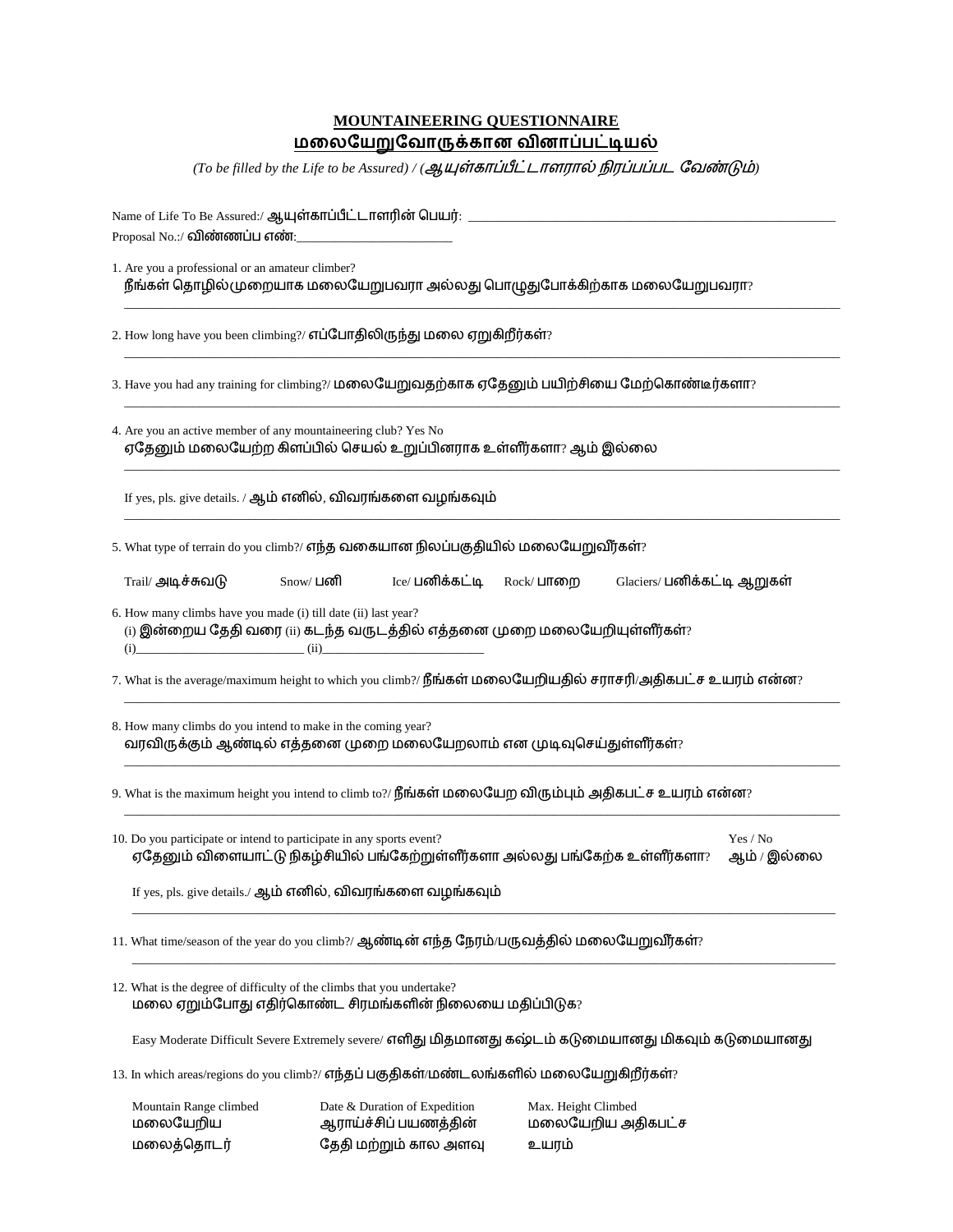# MOUNTAINEERING QUESTIONNAIRE
# மலையேறுவோருக்கான வினாப்பட்டியல்

*(To be filled by the Life to be Assured) / (ஆயுள்காப்பீட்டாளரால் நிரப்பப்பட வேண்டும்)*

Name of Life To Be Assured:/ ஆயுள்காப்பீட்டாளரின் பெயர்: ____________________________________________________

Proposal No.:/ விண்ணப்ப எண்:________________________

1. Are you a professional or an amateur climber?
   நீங்கள் தொழில்முறையாக மலையேறுபவரா அல்லது பொழுதுபோக்கிற்காக மலையேறுபவரா?
   ______________________________________________________________________________

2. How long have you been climbing?/ எப்போதிலிருந்து மலை ஏறுகிறீர்கள்?
   ______________________________________________________________________________

3. Have you had any training for climbing?/ மலையேறுவதற்காக ஏதேனும் பயிற்சியை மேற்கொண்டீர்களா?
   ______________________________________________________________________________

4. Are you an active member of any mountaineering club? Yes No
   ஏதேனும் மலையேற்ற கிளப்பில் செயல் உறுப்பினராக உள்ளீர்களா? ஆம் இல்லை
   ______________________________________________________________________________

   If yes, pls. give details. / ஆம் எனில், விவரங்களை வழங்கவும்
   ______________________________________________________________________________

5. What type of terrain do you climb?/ எந்த வகையான நிலப்பகுதியில் மலையேறுவீர்கள்?

   Trail/ அடிச்சுவடு     Snow/ பனி     Ice/ பனிக்கட்டி     Rock/ பாறை     Glaciers/ பனிக்கட்டி ஆறுகள்

6. How many climbs have you made (i) till date (ii) last year?
   (i) இன்றைய தேதி வரை (ii) கடந்த வருடத்தில் எத்தனை முறை மலையேறியுள்ளீர்கள்?
   (i)__________________________ (ii)__________________________

7. What is the average/maximum height to which you climb?/ நீங்கள் மலையேறியதில் சராசரி/அதிகபட்ச உயரம் என்ன?
   ______________________________________________________________________________

8. How many climbs do you intend to make in the coming year?
   வரவிருக்கும் ஆண்டில் எத்தனை முறை மலையேறலாம் என முடிவுசெய்துள்ளீர்கள்?
   ______________________________________________________________________________

9. What is the maximum height you intend to climb to?/ நீங்கள் மலையேற விரும்பும் அதிகபட்ச உயரம் என்ன?
   ______________________________________________________________________________

10. Do you participate or intend to participate in any sports event? Yes / No
    ஏதேனும் விளையாட்டு நிகழ்சியில் பங்கேற்றுள்ளீர்களா அல்லது பங்கேற்க உள்ளீர்களா? ஆம் / இல்லை

    If yes, pls. give details./ ஆம் எனில், விவரங்களை வழங்கவும்
    ______________________________________________________________________________

11. What time/season of the year do you climb?/ ஆண்டின் எந்த நேரம்/பருவத்தில் மலையேறுவீர்கள்?
    ______________________________________________________________________________

12. What is the degree of difficulty of the climbs that you undertake?
    மலை ஏறும்போது எதிர்கொண்ட சிரமங்களின் நிலையை மதிப்பிடுக?

    Easy Moderate Difficult Severe Extremely severe/ எளிது மிதமானது கஷ்டம் கடுமையானது மிகவும் கடுமையானது

13. In which areas/regions do you climb?/ எந்தப் பகுதிகள்/மண்டலங்களில் மலையேறுகிறீர்கள்?

| Mountain Range climbed<br>மலையேறிய மலைத்தொடர் | Date & Duration of Expedition<br>ஆராய்ச்சிப் பயணத்தின் தேதி மற்றும் கால அளவு | Max. Height Climbed<br>மலையேறிய அதிகபட்ச உயரம் |
| --- | --- | --- |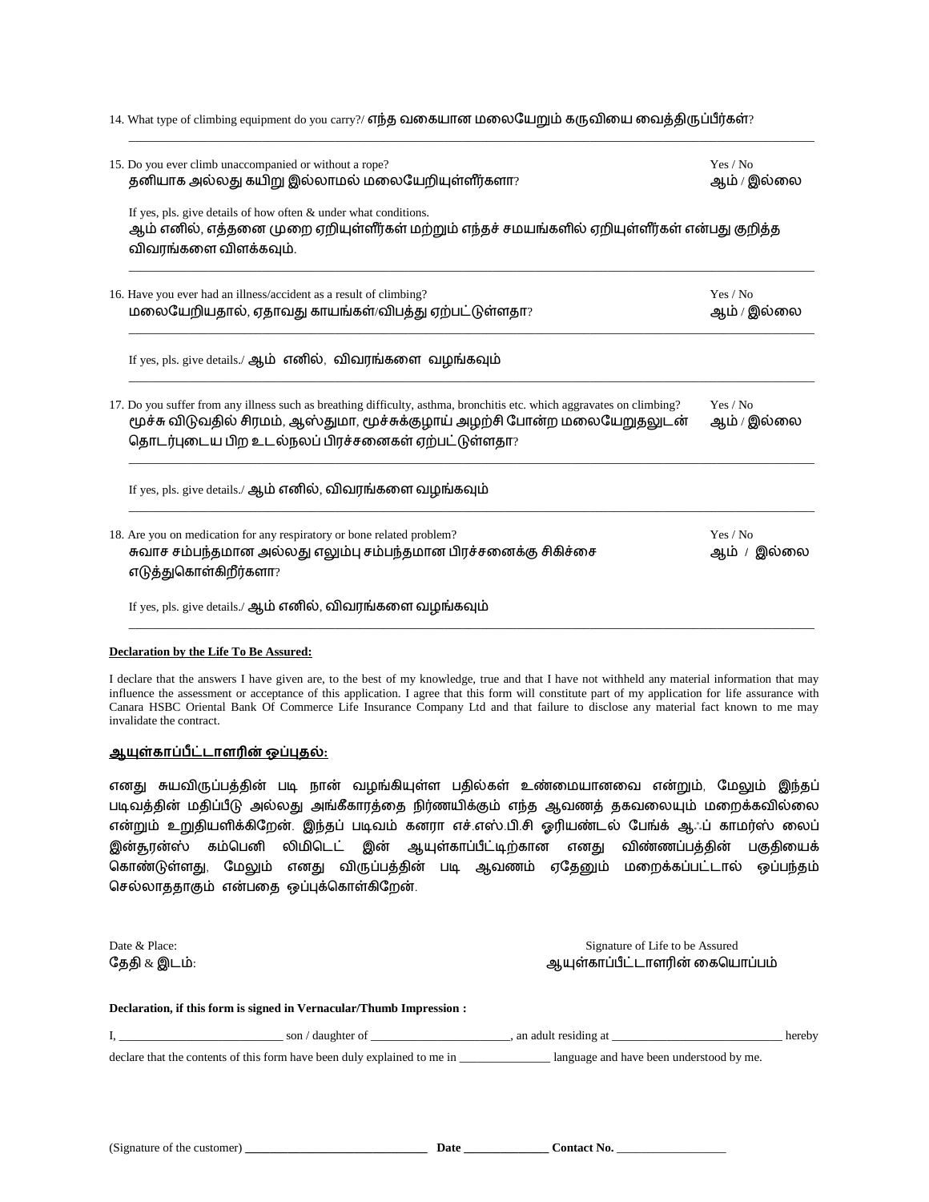14. What type of climbing equipment do you carry?/ எந்த வகையான மலையேறும் கருவியை வைத்திருப்பீர்கள்?

_______________________________________________________________________________________________

15. Do you ever climb unaccompanied or without a rope? — Yes / No
தனியாக அல்லது கயிறு இல்லாமல் மலையேறியுள்ளீர்களா? — ஆம் / இல்லை

If yes, pls. give details of how often & under what conditions.
ஆம் எனில், எத்தனை முறை ஏறியுள்ளீர்கள் மற்றும் எந்தச் சமயங்களில் ஏறியுள்ளீர்கள் என்பது குறித்த விவரங்களை விளக்கவும்.

_______________________________________________________________________________________________

16. Have you ever had an illness/accident as a result of climbing? — Yes / No
மலையேறியதால், ஏதாவது காயங்கள்/விபத்து ஏற்பட்டுள்ளதா? — ஆம் / இல்லை

_______________________________________________________________________________________________

If yes, pls. give details./ ஆம் எனில், விவரங்களை வழங்கவும்

_______________________________________________________________________________________________

17. Do you suffer from any illness such as breathing difficulty, asthma, bronchitis etc. which aggravates on climbing? — Yes / No
மூச்சு விடுவதில் சிரமம், ஆஸ்துமா, மூச்சுக்குழாய் அழற்சி போன்ற மலையேறுதலுடன் தொடர்புடைய பிற உடல்நலப் பிரச்சனைகள் ஏற்பட்டுள்ளதா? — ஆம் / இல்லை

_______________________________________________________________________________________________

If yes, pls. give details./ ஆம் எனில், விவரங்களை வழங்கவும்

_______________________________________________________________________________________________

18. Are you on medication for any respiratory or bone related problem? — Yes / No
சுவாச சம்பந்தமான அல்லது எலும்பு சம்பந்தமான பிரச்சனைக்கு சிகிச்சை எடுத்துகொள்கிறீர்களா? — ஆம் / இல்லை

If yes, pls. give details./ ஆம் எனில், விவரங்களை வழங்கவும்

_______________________________________________________________________________________________

**Declaration by the Life To Be Assured:**

I declare that the answers I have given are, to the best of my knowledge, true and that I have not withheld any material information that may influence the assessment or acceptance of this application. I agree that this form will constitute part of my application for life assurance with Canara HSBC Oriental Bank Of Commerce Life Insurance Company Ltd and that failure to disclose any material fact known to me may invalidate the contract.

**ஆயுள்காப்பீட்டாளரின் ஒப்புதல்:**

எனது சுயவிருப்பத்தின் படி நான் வழங்கியுள்ள பதில்கள் உண்மையானவை என்றும், மேலும் இந்தப் படிவத்தின் மதிப்பீடு அல்லது அங்கீகாரத்தை நிர்ணயிக்கும் எந்த ஆவணத் தகவலையும் மறைக்கவில்லை என்றும் உறுதியளிக்கிறேன். இந்தப் படிவம் கனரா எச்.எஸ்.பி.சி ஓரியண்டல் பேங்க் ஆஃப் காமர்ஸ் லைப் இன்சூரன்ஸ் கம்பெனி லிமிடெட் இன் ஆயுள்காப்பீட்டிற்கான எனது விண்ணப்பத்தின் பகுதியைக் கொண்டுள்ளது, மேலும் எனது விருப்பத்தின் படி ஆவணம் ஏதேனும் மறைக்கப்பட்டால் ஒப்பந்தம் செல்லாததாகும் என்பதை ஒப்புக்கொள்கிறேன்.

Date & Place:
தேதி & இடம்:

Signature of Life to be Assured
ஆயுள்காப்பீட்டாளரின் கையொப்பம்

**Declaration, if this form is signed in Vernacular/Thumb Impression :**

I, __________________________ son / daughter of ______________________, an adult residing at ____________________________ hereby declare that the contents of this form have been duly explained to me in _______________ language and have been understood by me.

(Signature of the customer) ______________________________ **Date** ______________ **Contact No.** __________________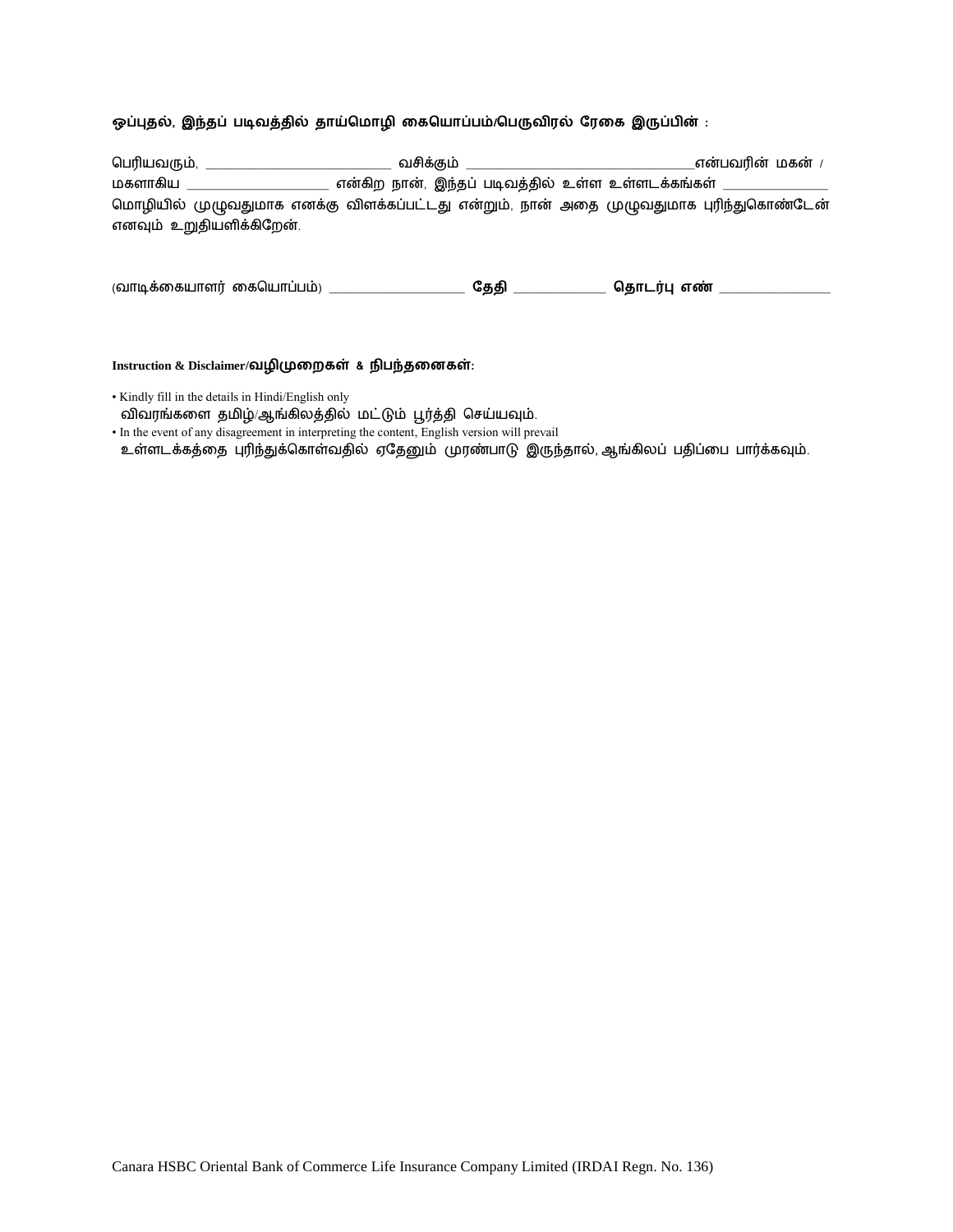**ஒப்புதல், இந்தப் படிவத்தில் தாய்மொழி கையொப்பம்/பெருவிரல் ரேகை இருப்பின் :**

பெரியவரும், _________________________ வசிக்கும் _______________________________என்பவரின் மகன் / மகளாகிய ___________________ என்கிற நான், இந்தப் படிவத்தில் உள்ள உள்ளடக்கங்கள் ______________ மொழியில் முழுவதுமாக எனக்கு விளக்கப்பட்டது என்றும், நான் அதை முழுவதுமாக புரிந்துகொண்டேன் எனவும் உறுதியளிக்கிறேன்.

(வாடிக்கையாளர் கையொப்பம்) ___________________ **தேதி** ____________ **தொடர்பு எண்** _______________

**Instruction & Disclaimer/வழிமுறைகள் & நிபந்தனைகள்:**

- Kindly fill in the details in Hindi/English only
  விவரங்களை தமிழ்/ஆங்கிலத்தில் மட்டும் பூர்த்தி செய்யவும்.
- In the event of any disagreement in interpreting the content, English version will prevail
  உள்ளடக்கத்தை புரிந்துக்கொள்வதில் ஏதேனும் முரண்பாடு இருந்தால், ஆங்கிலப் பதிப்பை பார்க்கவும்.

Canara HSBC Oriental Bank of Commerce Life Insurance Company Limited (IRDAI Regn. No. 136)